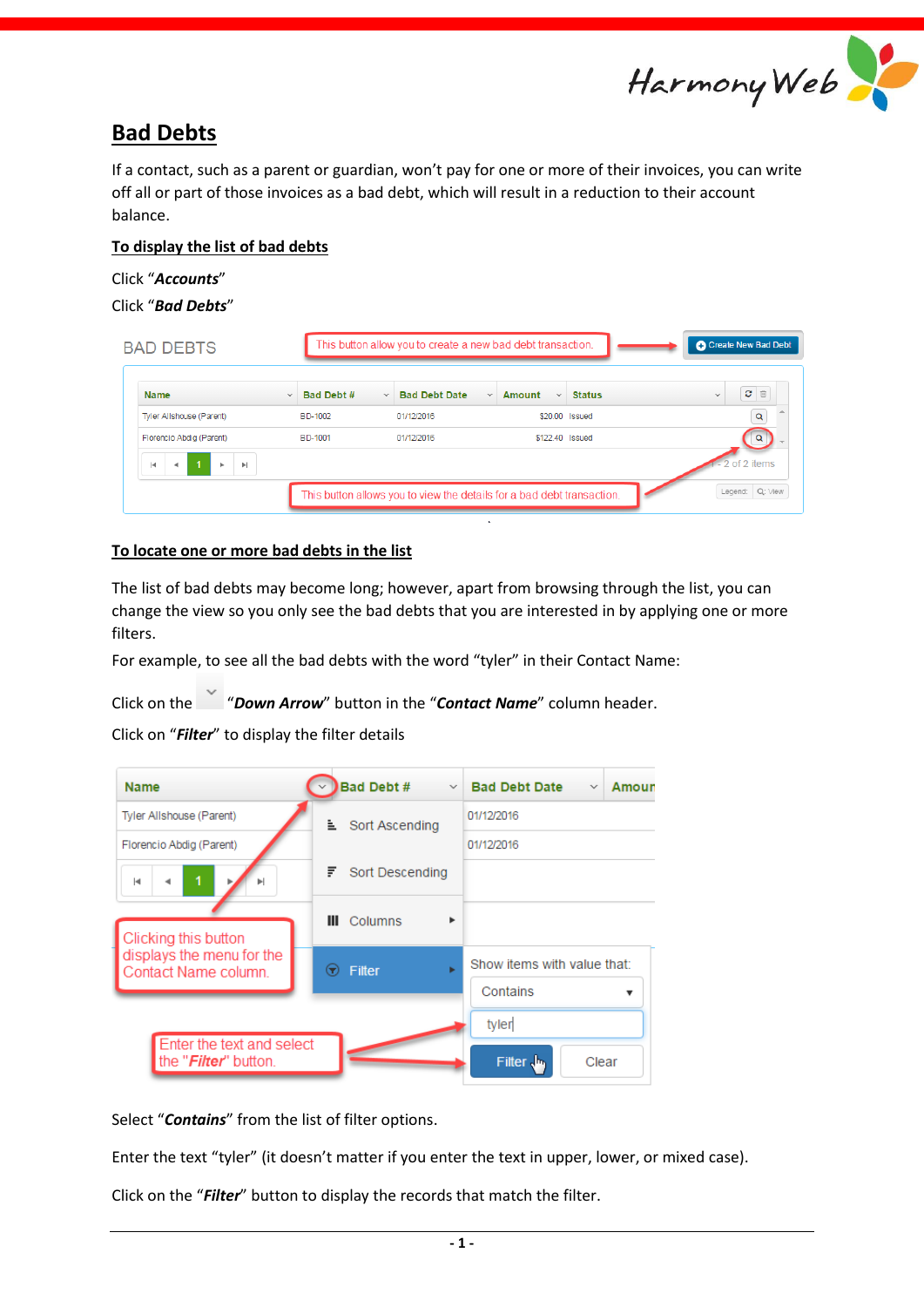# Bad Debts

If a contact, such as a parent or guardian, won't pay for one or more of their invoices, you can write off all or part of those invoices as a bad debt, which will result in a reduction to their account balance.

## To display the list of bad debts

Click "***Accounts***"

Click "***Bad Debts***"

## To locate one or more bad debts in the list

The list of bad debts may become long; however, apart from browsing through the list, you can change the view so you only see the bad debts that you are interested in by applying one or more filters.

For example, to see all the bad debts with the word "tyler" in their Contact Name:

Click on the "***Down Arrow***" button in the "***Contact Name***" column header.

Click on "***Filter***" to display the filter details

Select "***Contains***" from the list of filter options.

Enter the text "tyler" (it doesn't matter if you enter the text in upper, lower, or mixed case).

Click on the "***Filter***" button to display the records that match the filter.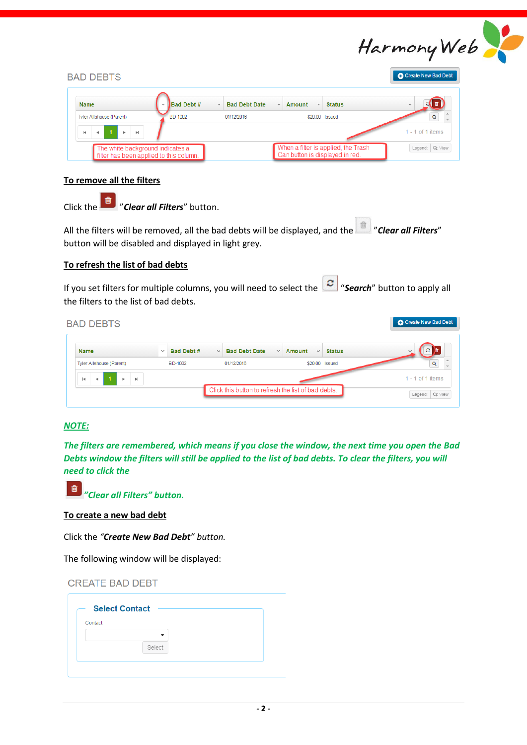BAD DEBTS

| Name | Bad Debt # | Bad Debt Date | Amount | Status |
|---|---|---|---|---|
| Tyler Allshouse (Parent) | BD-1002 | 01/12/2016 | $20.00 | Issued |

The white background indicates a filter has been applied to this column.

When a filter is applied, the Trash Can button is displayed in red.

## To remove all the filters

Click the ”***Clear all Filters***” button.

All the filters will be removed, all the bad debts will be displayed, and the ”***Clear all Filters***” button will be disabled and displayed in light grey.

## To refresh the list of bad debts

If you set filters for multiple columns, you will need to select the “***Search***” button to apply all the filters to the list of bad debts.

BAD DEBTS

| Name | Bad Debt # | Bad Debt Date | Amount | Status |
|---|---|---|---|---|
| Tyler Allshouse (Parent) | BD-1002 | 01/12/2016 | $20.00 | Issued |

Click this button to refresh the list of bad debts.

***NOTE:***

***The filters are remembered, which means if you close the window, the next time you open the Bad Debts window the filters will still be applied to the list of bad debts. To clear the filters, you will need to click the***

***”Clear all Filters” button.***

## To create a new bad debt

Click the *“Create New Bad Debt” button.*

The following window will be displayed:

CREATE BAD DEBT

Select Contact

Contact

Select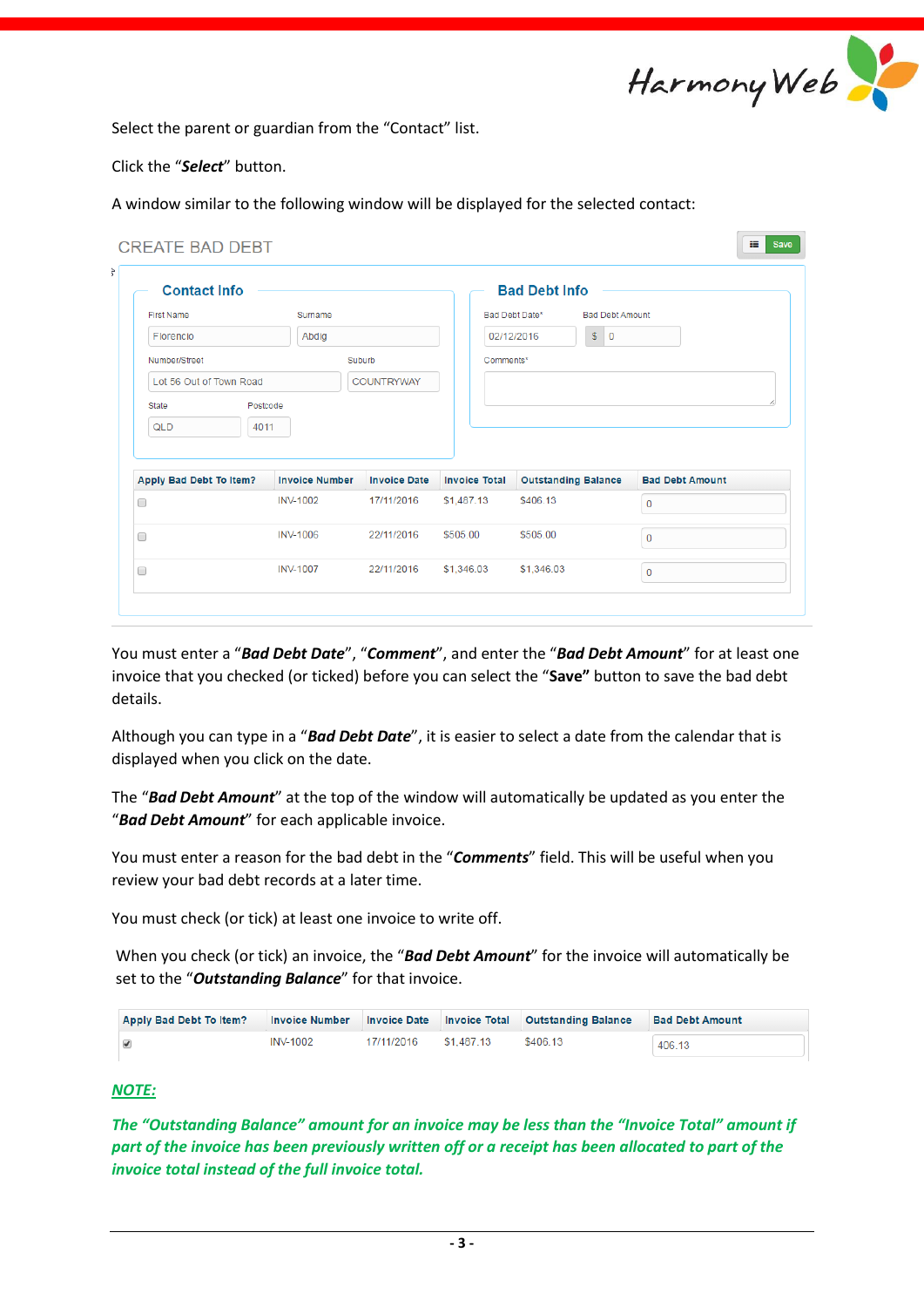Select the parent or guardian from the "Contact" list.

Click the "***Select***" button.

A window similar to the following window will be displayed for the selected contact:

CREATE BAD DEBT

Save

**Contact Info**

| First Name | Surname |
| --- | --- |
| Florencio | Abdig |

| Number/Street | Suburb |
| --- | --- |
| Lot 56 Out of Town Road | COUNTRYWAY |

| State | Postcode |
| --- | --- |
| QLD | 4011 |

**Bad Debt Info**

| Bad Debt Date* | Bad Debt Amount |
| --- | --- |
| 02/12/2016 | $ 0 |

Comments*

| Apply Bad Debt To Item? | Invoice Number | Invoice Date | Invoice Total | Outstanding Balance | Bad Debt Amount |
| --- | --- | --- | --- | --- | --- |
| ☐ | INV-1002 | 17/11/2016 | $1,487.13 | $406.13 | 0 |
| ☐ | INV-1006 | 22/11/2016 | $505.00 | $505.00 | 0 |
| ☐ | INV-1007 | 22/11/2016 | $1,346.03 | $1,346.03 | 0 |

You must enter a "***Bad Debt Date***", "***Comment***", and enter the "***Bad Debt Amount***" for at least one invoice that you checked (or ticked) before you can select the "**Save"** button to save the bad debt details.

Although you can type in a "***Bad Debt Date***", it is easier to select a date from the calendar that is displayed when you click on the date.

The "***Bad Debt Amount***" at the top of the window will automatically be updated as you enter the "***Bad Debt Amount***" for each applicable invoice.

You must enter a reason for the bad debt in the "***Comments***" field. This will be useful when you review your bad debt records at a later time.

You must check (or tick) at least one invoice to write off.

When you check (or tick) an invoice, the "***Bad Debt Amount***" for the invoice will automatically be set to the "***Outstanding Balance***" for that invoice.

| Apply Bad Debt To Item? | Invoice Number | Invoice Date | Invoice Total | Outstanding Balance | Bad Debt Amount |
| --- | --- | --- | --- | --- | --- |
| ☑ | INV-1002 | 17/11/2016 | $1,487.13 | $406.13 | 406.13 |

***NOTE:***

***The "Outstanding Balance" amount for an invoice may be less than the "Invoice Total" amount if part of the invoice has been previously written off or a receipt has been allocated to part of the invoice total instead of the full invoice total.***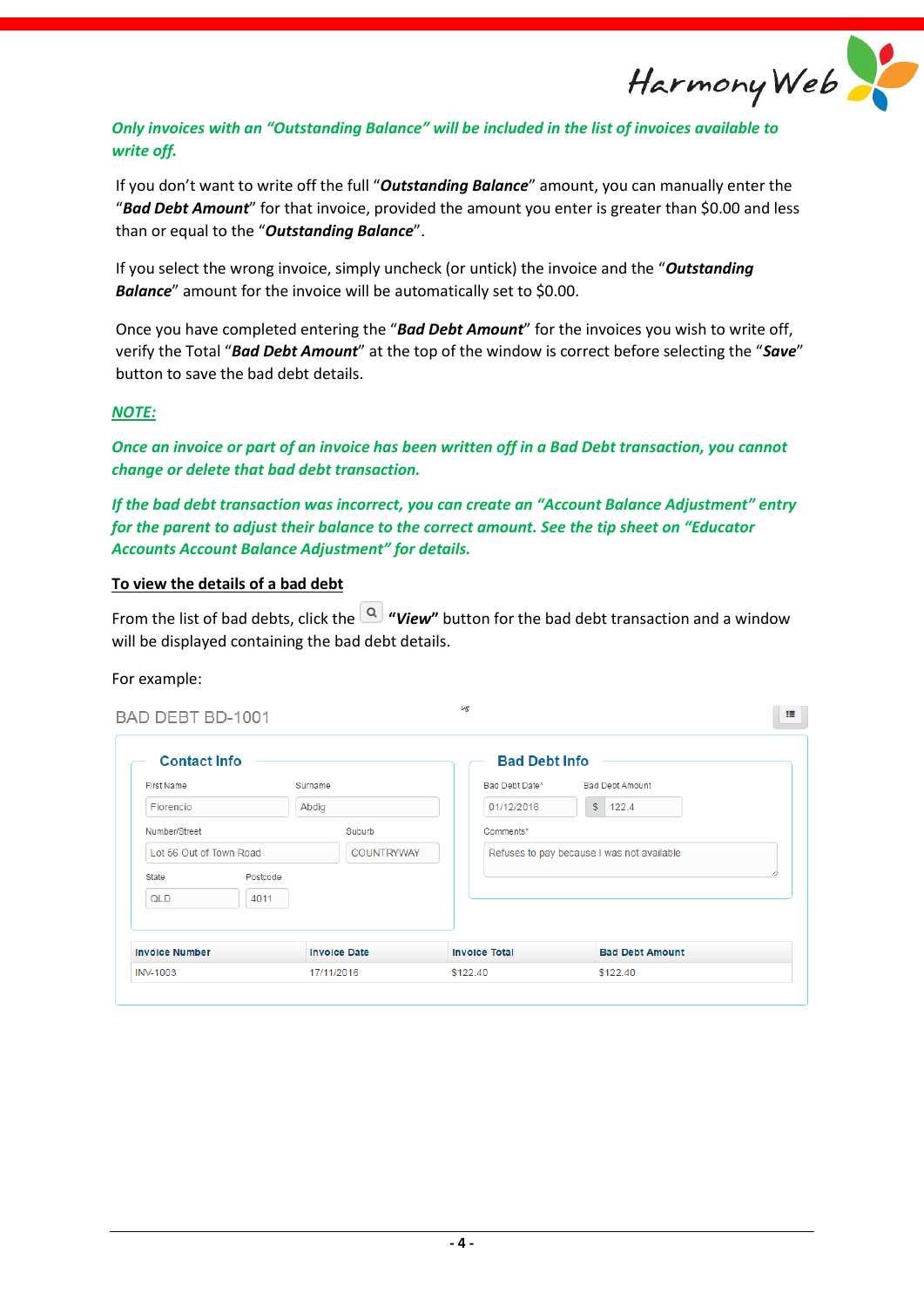***Only invoices with an "Outstanding Balance" will be included in the list of invoices available to write off.***

If you don't want to write off the full "***Outstanding Balance***" amount, you can manually enter the "***Bad Debt Amount***" for that invoice, provided the amount you enter is greater than $0.00 and less than or equal to the "***Outstanding Balance***".

If you select the wrong invoice, simply uncheck (or untick) the invoice and the "***Outstanding Balance***" amount for the invoice will be automatically set to $0.00.

Once you have completed entering the "***Bad Debt Amount***" for the invoices you wish to write off, verify the Total "***Bad Debt Amount***" at the top of the window is correct before selecting the "***Save***" button to save the bad debt details.

***NOTE:***

***Once an invoice or part of an invoice has been written off in a Bad Debt transaction, you cannot change or delete that bad debt transaction.***

***If the bad debt transaction was incorrect, you can create an "Account Balance Adjustment" entry for the parent to adjust their balance to the correct amount. See the tip sheet on "Educator Accounts Account Balance Adjustment" for details.***

**To view the details of a bad debt**

From the list of bad debts, click the ***"View"*** button for the bad debt transaction and a window will be displayed containing the bad debt details.

For example:

BAD DEBT BD-1001

**Contact Info**

First Name: Florencio
Surname: Abdig
Number/Street: Lot 56 Out of Town Road
Suburb: COUNTRYWAY
State: QLD
Postcode: 4011

**Bad Debt Info**

Bad Debt Date*: 01/12/2016
Bad Debt Amount: $ 122.4
Comments*: Refuses to pay because I was not available

| Invoice Number | Invoice Date | Invoice Total | Bad Debt Amount |
|---|---|---|---|
| INV-1003 | 17/11/2016 | $122.40 | $122.40 |